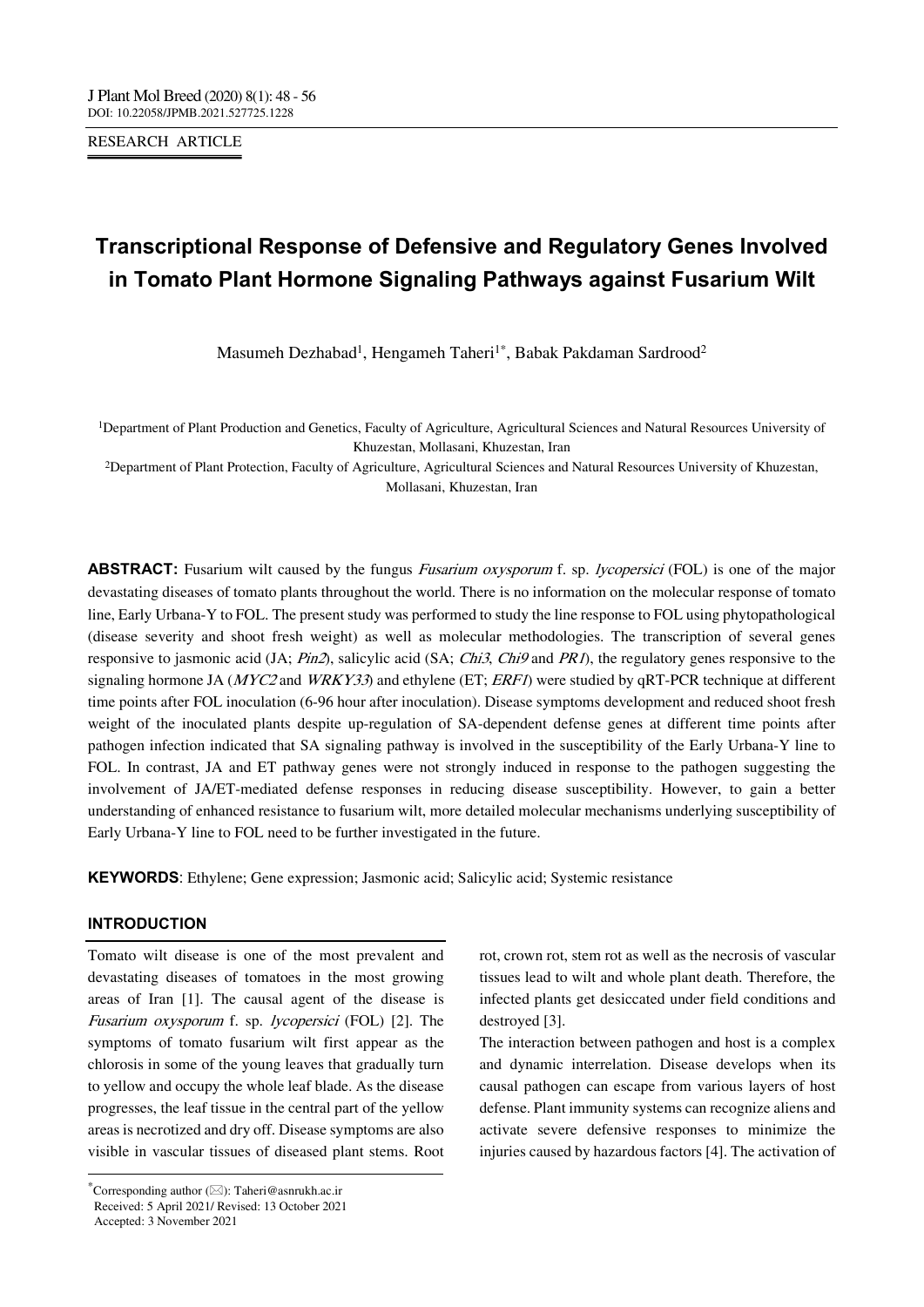RESEARCH ARTICLE

# Transcriptional Response of Defensive and Regulatory Genes Involved in Tomato Plant Hormone Signaling Pathways against Fusarium Wilt

Masumeh Dezhabad[1], Hengameh Taheri[1*], Babak Pakdaman Sardrood[2]

[1]Department of Plant Production and Genetics, Faculty of Agriculture, Agricultural Sciences and Natural Resources University of Khuzestan, Mollasani, Khuzestan, Iran

[2]Department of Plant Protection, Faculty of Agriculture, Agricultural Sciences and Natural Resources University of Khuzestan, Mollasani, Khuzestan, Iran

**ABSTRACT:** Fusarium wilt caused by the fungus *Fusarium oxysporum* f. sp. *lycopersici* (FOL) is one of the major devastating diseases of tomato plants throughout the world. There is no information on the molecular response of tomato line, Early Urbana-Y to FOL. The present study was performed to study the line response to FOL using phytopathological (disease severity and shoot fresh weight) as well as molecular methodologies. The transcription of several genes responsive to jasmonic acid (JA; *Pin2*), salicylic acid (SA; *Chi3*, *Chi9* and *PR1*), the regulatory genes responsive to the signaling hormone JA (*MYC2* and *WRKY33*) and ethylene (ET; *ERF1*) were studied by qRT-PCR technique at different time points after FOL inoculation (6-96 hour after inoculation). Disease symptoms development and reduced shoot fresh weight of the inoculated plants despite up-regulation of SA-dependent defense genes at different time points after pathogen infection indicated that SA signaling pathway is involved in the susceptibility of the Early Urbana-Y line to FOL. In contrast, JA and ET pathway genes were not strongly induced in response to the pathogen suggesting the involvement of JA/ET-mediated defense responses in reducing disease susceptibility. However, to gain a better understanding of enhanced resistance to fusarium wilt, more detailed molecular mechanisms underlying susceptibility of Early Urbana-Y line to FOL need to be further investigated in the future.

**KEYWORDS**: Ethylene; Gene expression; Jasmonic acid; Salicylic acid; Systemic resistance

## INTRODUCTION

Tomato wilt disease is one of the most prevalent and devastating diseases of tomatoes in the most growing areas of Iran [1]. The causal agent of the disease is *Fusarium oxysporum* f. sp. *lycopersici* (FOL) [2]. The symptoms of tomato fusarium wilt first appear as the chlorosis in some of the young leaves that gradually turn to yellow and occupy the whole leaf blade. As the disease progresses, the leaf tissue in the central part of the yellow areas is necrotized and dry off. Disease symptoms are also visible in vascular tissues of diseased plant stems. Root rot, crown rot, stem rot as well as the necrosis of vascular tissues lead to wilt and whole plant death. Therefore, the infected plants get desiccated under field conditions and destroyed [3].

The interaction between pathogen and host is a complex and dynamic interrelation. Disease develops when its causal pathogen can escape from various layers of host defense. Plant immunity systems can recognize aliens and activate severe defensive responses to minimize the injuries caused by hazardous factors [4]. The activation of

*Corresponding author (✉): Taheri@asnrukh.ac.ir
Received: 5 April 2021/ Revised: 13 October 2021
Accepted: 3 November 2021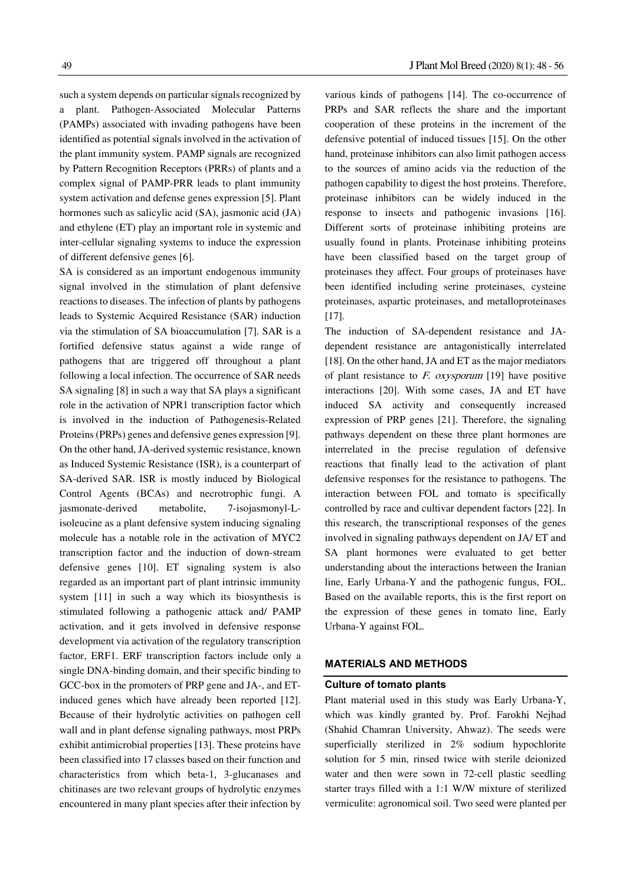such a system depends on particular signals recognized by a plant. Pathogen-Associated Molecular Patterns (PAMPs) associated with invading pathogens have been identified as potential signals involved in the activation of the plant immunity system. PAMP signals are recognized by Pattern Recognition Receptors (PRRs) of plants and a complex signal of PAMP-PRR leads to plant immunity system activation and defense genes expression [5]. Plant hormones such as salicylic acid (SA), jasmonic acid (JA) and ethylene (ET) play an important role in systemic and inter-cellular signaling systems to induce the expression of different defensive genes [6].

SA is considered as an important endogenous immunity signal involved in the stimulation of plant defensive reactions to diseases. The infection of plants by pathogens leads to Systemic Acquired Resistance (SAR) induction via the stimulation of SA bioaccumulation [7]. SAR is a fortified defensive status against a wide range of pathogens that are triggered off throughout a plant following a local infection. The occurrence of SAR needs SA signaling [8] in such a way that SA plays a significant role in the activation of NPR1 transcription factor which is involved in the induction of Pathogenesis-Related Proteins (PRPs) genes and defensive genes expression [9]. On the other hand, JA-derived systemic resistance, known as Induced Systemic Resistance (ISR), is a counterpart of SA-derived SAR. ISR is mostly induced by Biological Control Agents (BCAs) and necrotrophic fungi. A jasmonate-derived metabolite, 7-isojasmonyl-L-isoleucine as a plant defensive system inducing signaling molecule has a notable role in the activation of MYC2 transcription factor and the induction of down-stream defensive genes [10]. ET signaling system is also regarded as an important part of plant intrinsic immunity system [11] in such a way which its biosynthesis is stimulated following a pathogenic attack and/ PAMP activation, and it gets involved in defensive response development via activation of the regulatory transcription factor, ERF1. ERF transcription factors include only a single DNA-binding domain, and their specific binding to GCC-box in the promoters of PRP gene and JA-, and ET-induced genes which have already been reported [12]. Because of their hydrolytic activities on pathogen cell wall and in plant defense signaling pathways, most PRPs exhibit antimicrobial properties [13]. These proteins have been classified into 17 classes based on their function and characteristics from which beta-1, 3-glucanases and chitinases are two relevant groups of hydrolytic enzymes encountered in many plant species after their infection by various kinds of pathogens [14]. The co-occurrence of PRPs and SAR reflects the share and the important cooperation of these proteins in the increment of the defensive potential of induced tissues [15]. On the other hand, proteinase inhibitors can also limit pathogen access to the sources of amino acids via the reduction of the pathogen capability to digest the host proteins. Therefore, proteinase inhibitors can be widely induced in the response to insects and pathogenic invasions [16]. Different sorts of proteinase inhibiting proteins are usually found in plants. Proteinase inhibiting proteins have been classified based on the target group of proteinases they affect. Four groups of proteinases have been identified including serine proteinases, cysteine proteinases, aspartic proteinases, and metalloproteinases [17].

The induction of SA-dependent resistance and JA-dependent resistance are antagonistically interrelated [18]. On the other hand, JA and ET as the major mediators of plant resistance to *F. oxysporum* [19] have positive interactions [20]. With some cases, JA and ET have induced SA activity and consequently increased expression of PRP genes [21]. Therefore, the signaling pathways dependent on these three plant hormones are interrelated in the precise regulation of defensive reactions that finally lead to the activation of plant defensive responses for the resistance to pathogens. The interaction between FOL and tomato is specifically controlled by race and cultivar dependent factors [22]. In this research, the transcriptional responses of the genes involved in signaling pathways dependent on JA/ ET and SA plant hormones were evaluated to get better understanding about the interactions between the Iranian line, Early Urbana-Y and the pathogenic fungus, FOL. Based on the available reports, this is the first report on the expression of these genes in tomato line, Early Urbana-Y against FOL.

## MATERIALS AND METHODS

### Culture of tomato plants

Plant material used in this study was Early Urbana-Y, which was kindly granted by. Prof. Farokhi Nejhad (Shahid Chamran University, Ahwaz). The seeds were superficially sterilized in 2% sodium hypochlorite solution for 5 min, rinsed twice with sterile deionized water and then were sown in 72-cell plastic seedling starter trays filled with a 1:1 W/W mixture of sterilized vermiculite: agronomical soil. Two seed were planted per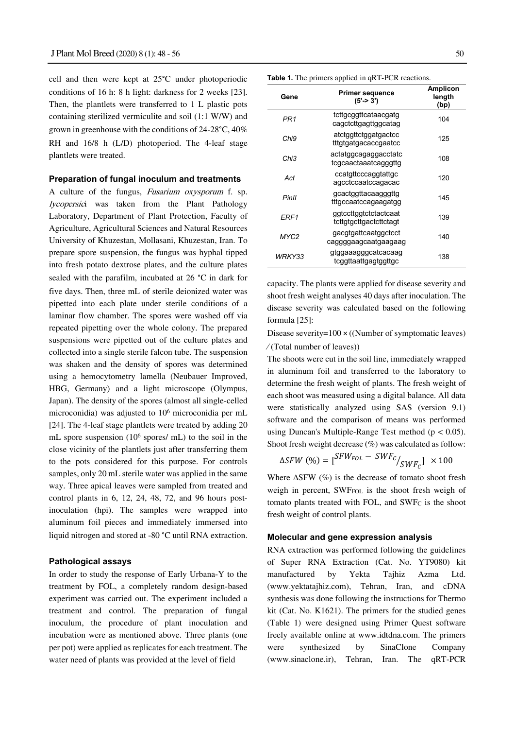cell and then were kept at 25°C under photoperiodic conditions of 16 h: 8 h light: darkness for 2 weeks [23]. Then, the plantlets were transferred to 1 L plastic pots containing sterilized vermiculite and soil (1:1 W/W) and grown in greenhouse with the conditions of 24-28°C, 40% RH and 16/8 h (L/D) photoperiod. The 4-leaf stage plantlets were treated.

### Preparation of fungal inoculum and treatments

A culture of the fungus, *Fusarium oxysporum* f. sp. *lycopersici* was taken from the Plant Pathology Laboratory, Department of Plant Protection, Faculty of Agriculture, Agricultural Sciences and Natural Resources University of Khuzestan, Mollasani, Khuzestan, Iran. To prepare spore suspension, the fungus was hyphal tipped into fresh potato dextrose plates, and the culture plates sealed with the parafilm, incubated at 26 °C in dark for five days. Then, three mL of sterile deionized water was pipetted into each plate under sterile conditions of a laminar flow chamber. The spores were washed off via repeated pipetting over the whole colony. The prepared suspensions were pipetted out of the culture plates and collected into a single sterile falcon tube. The suspension was shaken and the density of spores was determined using a hemocytometry lamella (Neubauer Improved, HBG, Germany) and a light microscope (Olympus, Japan). The density of the spores (almost all single-celled microconidia) was adjusted to $10^6$ microconidia per mL [24]. The 4-leaf stage plantlets were treated by adding 20 mL spore suspension ($10^6$ spores/ mL) to the soil in the close vicinity of the plantlets just after transferring them to the pots considered for this purpose. For controls samples, only 20 mL sterile water was applied in the same way. Three apical leaves were sampled from treated and control plants in 6, 12, 24, 48, 72, and 96 hours post-inoculation (hpi). The samples were wrapped into aluminum foil pieces and immediately immersed into liquid nitrogen and stored at -80 °C until RNA extraction.

### Pathological assays

In order to study the response of Early Urbana-Y to the treatment by FOL, a completely random design-based experiment was carried out. The experiment included a treatment and control. The preparation of fungal inoculum, the procedure of plant inoculation and incubation were as mentioned above. Three plants (one per pot) were applied as replicates for each treatment. The water need of plants was provided at the level of field capacity. The plants were applied for disease severity and shoot fresh weight analyses 40 days after inoculation. The disease severity was calculated based on the following formula [25]:

Disease severity=100 × ((Number of symptomatic leaves) ⁄ (Total number of leaves))

The shoots were cut in the soil line, immediately wrapped in aluminum foil and transferred to the laboratory to determine the fresh weight of plants. The fresh weight of each shoot was measured using a digital balance. All data were statistically analyzed using SAS (version 9.1) software and the comparison of means was performed using Duncan's Multiple-Range Test method ($p < 0.05$). Shoot fresh weight decrease (%) was calculated as follow:

$$\Delta SFW\ (\%) = [^{SFW_{FOL} - SWF_C}/_{SWF_C}] \times 100$$

Where ΔSFW (%) is the decrease of tomato shoot fresh weigh in percent, $SWF_{FOL}$ is the shoot fresh weigh of tomato plants treated with FOL, and $SWF_C$ is the shoot fresh weight of control plants.

### Molecular and gene expression analysis

RNA extraction was performed following the guidelines of Super RNA Extraction (Cat. No. YT9080) kit manufactured by Yekta Tajhiz Azma Ltd. (www.yektatajhiz.com), Tehran, Iran, and cDNA synthesis was done following the instructions for Thermo kit (Cat. No. K1621). The primers for the studied genes (Table 1) were designed using Primer Quest software freely available online at www.idtdna.com. The primers were synthesized by SinaClone Company (www.sinaclone.ir), Tehran, Iran. The qRT-PCR

**Table 1.** The primers applied in qRT-PCR reactions.

| Gene | Primer sequence (5'-> 3') | Amplicon length (bp) |
|---|---|---|
| *PR1* | tcttgcggttcataacgatg<br>cagctcttgagttggcatag | 104 |
| *Chi9* | atctggttctggatgactcc<br>tttgtgatgacaccgaatcc | 125 |
| *Chi3* | actatggcagaggacctatc<br>tcgcaactaaatcagggttg | 108 |
| *Act* | ccatgttcccaggtattgc<br>agcctccaatccagacac | 120 |
| *PinII* | gcactggttacaagggttg<br>tttgccaatccagaagatgg | 145 |
| *ERF1* | ggtccttggtctctactcaat<br>tcttgtgcttgactcttctagt | 139 |
| *MYC2* | gacgtgattcaatggctcct<br>caggggaagcaatgaagaag | 140 |
| *WRKY33* | gtggaaagggcatcacaag<br>tcggttaattgagtggttgc | 138 |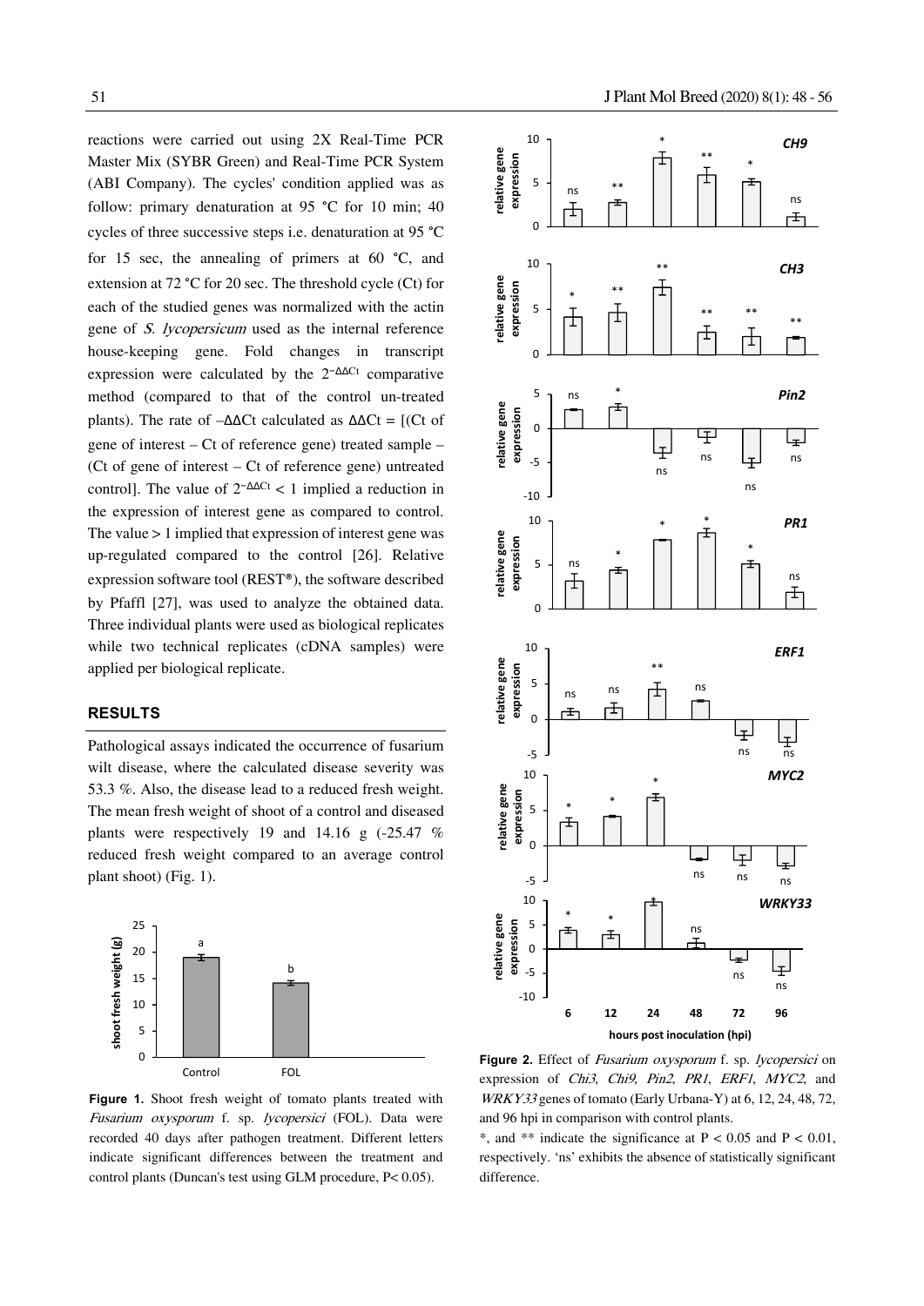reactions were carried out using 2X Real-Time PCR Master Mix (SYBR Green) and Real-Time PCR System (ABI Company). The cycles' condition applied was as follow: primary denaturation at 95 °C for 10 min; 40 cycles of three successive steps i.e. denaturation at 95 °C for 15 sec, the annealing of primers at 60 °C, and extension at 72 °C for 20 sec. The threshold cycle (Ct) for each of the studied genes was normalized with the actin gene of *S. lycopersicum* used as the internal reference house-keeping gene. Fold changes in transcript expression were calculated by the $2^{-\Delta\Delta Ct}$ comparative method (compared to that of the control un-treated plants). The rate of $-\Delta\Delta Ct$ calculated as $\Delta\Delta Ct$ = [(Ct of gene of interest – Ct of reference gene) treated sample – (Ct of gene of interest – Ct of reference gene) untreated control]. The value of $2^{-\Delta\Delta Ct} < 1$ implied a reduction in the expression of interest gene as compared to control. The value > 1 implied that expression of interest gene was up-regulated compared to the control [26]. Relative expression software tool (REST®), the software described by Pfaffl [27], was used to analyze the obtained data. Three individual plants were used as biological replicates while two technical replicates (cDNA samples) were applied per biological replicate.

## RESULTS

Pathological assays indicated the occurrence of fusarium wilt disease, where the calculated disease severity was 53.3 %. Also, the disease lead to a reduced fresh weight. The mean fresh weight of shoot of a control and diseased plants were respectively 19 and 14.16 g (-25.47 % reduced fresh weight compared to an average control plant shoot) (Fig. 1).

**Figure 1.** Shoot fresh weight of tomato plants treated with *Fusarium oxysporum* f. sp. *lycopersici* (FOL). Data were recorded 40 days after pathogen treatment. Different letters indicate significant differences between the treatment and control plants (Duncan's test using GLM procedure, P< 0.05).

**Figure 2.** Effect of *Fusarium oxysporum* f. sp. *lycopersici* on expression of *Chi3*, *Chi9*, *Pin2*, *PR1*, *ERF1*, *MYC2*, and *WRKY33* genes of tomato (Early Urbana-Y) at 6, 12, 24, 48, 72, and 96 hpi in comparison with control plants.

*, and ** indicate the significance at $P < 0.05$ and $P < 0.01$, respectively. 'ns' exhibits the absence of statistically significant difference.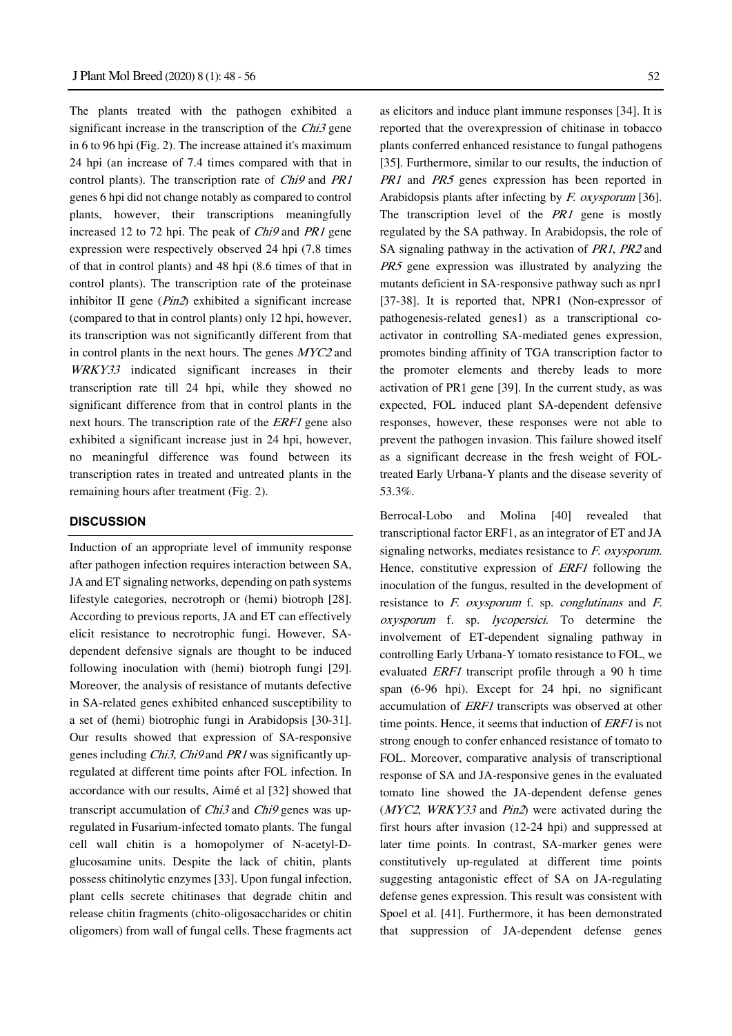The plants treated with the pathogen exhibited a significant increase in the transcription of the *Chi3* gene in 6 to 96 hpi (Fig. 2). The increase attained it's maximum 24 hpi (an increase of 7.4 times compared with that in control plants). The transcription rate of *Chi9* and *PR1* genes 6 hpi did not change notably as compared to control plants, however, their transcriptions meaningfully increased 12 to 72 hpi. The peak of *Chi9* and *PR1* gene expression were respectively observed 24 hpi (7.8 times of that in control plants) and 48 hpi (8.6 times of that in control plants). The transcription rate of the proteinase inhibitor II gene (*Pin2*) exhibited a significant increase (compared to that in control plants) only 12 hpi, however, its transcription was not significantly different from that in control plants in the next hours. The genes *MYC2* and *WRKY33* indicated significant increases in their transcription rate till 24 hpi, while they showed no significant difference from that in control plants in the next hours. The transcription rate of the *ERF1* gene also exhibited a significant increase just in 24 hpi, however, no meaningful difference was found between its transcription rates in treated and untreated plants in the remaining hours after treatment (Fig. 2).

## DISCUSSION

Induction of an appropriate level of immunity response after pathogen infection requires interaction between SA, JA and ET signaling networks, depending on path systems lifestyle categories, necrotroph or (hemi) biotroph [28]. According to previous reports, JA and ET can effectively elicit resistance to necrotrophic fungi. However, SA-dependent defensive signals are thought to be induced following inoculation with (hemi) biotroph fungi [29]. Moreover, the analysis of resistance of mutants defective in SA-related genes exhibited enhanced susceptibility to a set of (hemi) biotrophic fungi in Arabidopsis [30-31]. Our results showed that expression of SA-responsive genes including *Chi3*, *Chi9* and *PR1* was significantly up-regulated at different time points after FOL infection. In accordance with our results, Aimé et al [32] showed that transcript accumulation of *Chi3* and *Chi9* genes was up-regulated in Fusarium-infected tomato plants. The fungal cell wall chitin is a homopolymer of N-acetyl-D-glucosamine units. Despite the lack of chitin, plants possess chitinolytic enzymes [33]. Upon fungal infection, plant cells secrete chitinases that degrade chitin and release chitin fragments (chito-oligosaccharides or chitin oligomers) from wall of fungal cells. These fragments act as elicitors and induce plant immune responses [34]. It is reported that the overexpression of chitinase in tobacco plants conferred enhanced resistance to fungal pathogens [35]. Furthermore, similar to our results, the induction of *PR1* and *PR5* genes expression has been reported in Arabidopsis plants after infecting by *F. oxysporum* [36]. The transcription level of the *PR1* gene is mostly regulated by the SA pathway. In Arabidopsis, the role of SA signaling pathway in the activation of *PR1*, *PR2* and *PR5* gene expression was illustrated by analyzing the mutants deficient in SA-responsive pathway such as npr1 [37-38]. It is reported that, NPR1 (Non-expressor of pathogenesis-related genes1) as a transcriptional co-activator in controlling SA-mediated genes expression, promotes binding affinity of TGA transcription factor to the promoter elements and thereby leads to more activation of PR1 gene [39]. In the current study, as was expected, FOL induced plant SA-dependent defensive responses, however, these responses were not able to prevent the pathogen invasion. This failure showed itself as a significant decrease in the fresh weight of FOL-treated Early Urbana-Y plants and the disease severity of 53.3%.

Berrocal-Lobo and Molina [40] revealed that transcriptional factor ERF1, as an integrator of ET and JA signaling networks, mediates resistance to *F. oxysporum*. Hence, constitutive expression of *ERF1* following the inoculation of the fungus, resulted in the development of resistance to *F. oxysporum* f. sp. *conglutinans* and *F. oxysporum* f. sp. *lycopersici*. To determine the involvement of ET-dependent signaling pathway in controlling Early Urbana-Y tomato resistance to FOL, we evaluated *ERF1* transcript profile through a 90 h time span (6-96 hpi). Except for 24 hpi, no significant accumulation of *ERF1* transcripts was observed at other time points. Hence, it seems that induction of *ERF1* is not strong enough to confer enhanced resistance of tomato to FOL. Moreover, comparative analysis of transcriptional response of SA and JA-responsive genes in the evaluated tomato line showed the JA-dependent defense genes (*MYC2*, *WRKY33* and *Pin2*) were activated during the first hours after invasion (12-24 hpi) and suppressed at later time points. In contrast, SA-marker genes were constitutively up-regulated at different time points suggesting antagonistic effect of SA on JA-regulating defense genes expression. This result was consistent with Spoel et al. [41]. Furthermore, it has been demonstrated that suppression of JA-dependent defense genes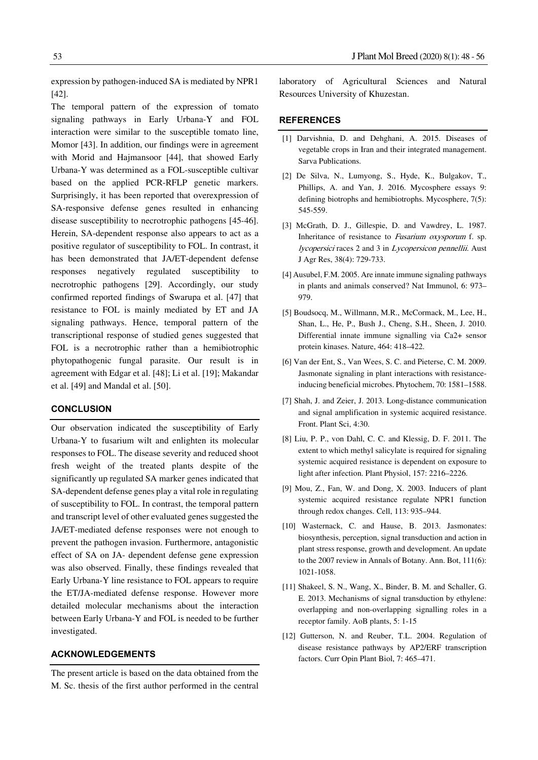expression by pathogen-induced SA is mediated by NPR1 [42].

The temporal pattern of the expression of tomato signaling pathways in Early Urbana-Y and FOL interaction were similar to the susceptible tomato line, Momor [43]. In addition, our findings were in agreement with Morid and Hajmansoor [44], that showed Early Urbana-Y was determined as a FOL-susceptible cultivar based on the applied PCR-RFLP genetic markers. Surprisingly, it has been reported that overexpression of SA-responsive defense genes resulted in enhancing disease susceptibility to necrotrophic pathogens [45-46]. Herein, SA-dependent response also appears to act as a positive regulator of susceptibility to FOL. In contrast, it has been demonstrated that JA/ET-dependent defense responses negatively regulated susceptibility to necrotrophic pathogens [29]. Accordingly, our study confirmed reported findings of Swarupa et al. [47] that resistance to FOL is mainly mediated by ET and JA signaling pathways. Hence, temporal pattern of the transcriptional response of studied genes suggested that FOL is a necrotrophic rather than a hemibiotrophic phytopathogenic fungal parasite. Our result is in agreement with Edgar et al. [48]; Li et al. [19]; Makandar et al. [49] and Mandal et al. [50].

## CONCLUSION

Our observation indicated the susceptibility of Early Urbana-Y to fusarium wilt and enlighten its molecular responses to FOL. The disease severity and reduced shoot fresh weight of the treated plants despite of the significantly up regulated SA marker genes indicated that SA-dependent defense genes play a vital role in regulating of susceptibility to FOL. In contrast, the temporal pattern and transcript level of other evaluated genes suggested the JA/ET-mediated defense responses were not enough to prevent the pathogen invasion. Furthermore, antagonistic effect of SA on JA- dependent defense gene expression was also observed. Finally, these findings revealed that Early Urbana-Y line resistance to FOL appears to require the ET/JA-mediated defense response. However more detailed molecular mechanisms about the interaction between Early Urbana-Y and FOL is needed to be further investigated.

## ACKNOWLEDGEMENTS

The present article is based on the data obtained from the M. Sc. thesis of the first author performed in the central laboratory of Agricultural Sciences and Natural Resources University of Khuzestan.

## REFERENCES

[1] Darvishnia, D. and Dehghani, A. 2015. Diseases of vegetable crops in Iran and their integrated management. Sarva Publications.

[2] De Silva, N., Lumyong, S., Hyde, K., Bulgakov, T., Phillips, A. and Yan, J. 2016. Mycosphere essays 9: defining biotrophs and hemibiotrophs. Mycosphere, 7(5): 545-559.

[3] McGrath, D. J., Gillespie, D. and Vawdrey, L. 1987. Inheritance of resistance to *Fusarium oxysporum* f. sp. *lycopersici* races 2 and 3 in *Lycopersicon pennellii*. Aust J Agr Res, 38(4): 729-733.

[4] Ausubel, F.M. 2005. Are innate immune signaling pathways in plants and animals conserved? Nat Immunol, 6: 973–979.

[5] Boudsocq, M., Willmann, M.R., McCormack, M., Lee, H., Shan, L., He, P., Bush J., Cheng, S.H., Sheen, J. 2010. Differential innate immune signalling via Ca2+ sensor protein kinases. Nature, 464: 418–422.

[6] Van der Ent, S., Van Wees, S. C. and Pieterse, C. M. 2009. Jasmonate signaling in plant interactions with resistance-inducing beneficial microbes. Phytochem, 70: 1581–1588.

[7] Shah, J. and Zeier, J. 2013. Long-distance communication and signal amplification in systemic acquired resistance. Front. Plant Sci, 4:30.

[8] Liu, P. P., von Dahl, C. C. and Klessig, D. F. 2011. The extent to which methyl salicylate is required for signaling systemic acquired resistance is dependent on exposure to light after infection. Plant Physiol, 157: 2216–2226.

[9] Mou, Z., Fan, W. and Dong, X. 2003. Inducers of plant systemic acquired resistance regulate NPR1 function through redox changes. Cell, 113: 935–944.

[10] Wasternack, C. and Hause, B. 2013. Jasmonates: biosynthesis, perception, signal transduction and action in plant stress response, growth and development. An update to the 2007 review in Annals of Botany. Ann. Bot, 111(6): 1021-1058.

[11] Shakeel, S. N., Wang, X., Binder, B. M. and Schaller, G. E. 2013. Mechanisms of signal transduction by ethylene: overlapping and non-overlapping signalling roles in a receptor family. AoB plants, 5: 1-15

[12] Gutterson, N. and Reuber, T.L. 2004. Regulation of disease resistance pathways by AP2/ERF transcription factors. Curr Opin Plant Biol, 7: 465–471.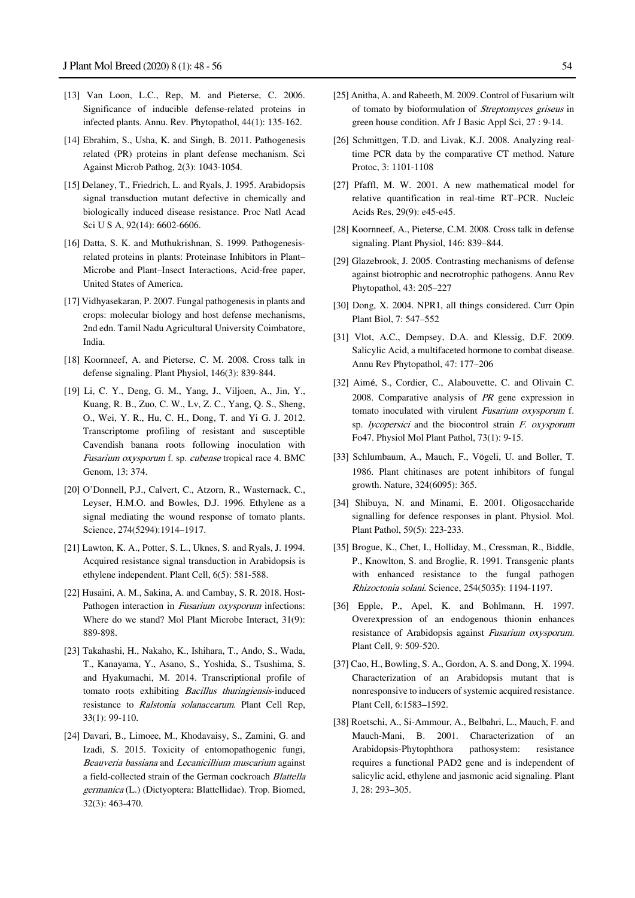[13] Van Loon, L.C., Rep, M. and Pieterse, C. 2006. Significance of inducible defense-related proteins in infected plants. Annu. Rev. Phytopathol, 44(1): 135-162.

[14] Ebrahim, S., Usha, K. and Singh, B. 2011. Pathogenesis related (PR) proteins in plant defense mechanism. Sci Against Microb Pathog, 2(3): 1043-1054.

[15] Delaney, T., Friedrich, L. and Ryals, J. 1995. Arabidopsis signal transduction mutant defective in chemically and biologically induced disease resistance. Proc Natl Acad Sci U S A, 92(14): 6602-6606.

[16] Datta, S. K. and Muthukrishnan, S. 1999. Pathogenesis-related proteins in plants: Proteinase Inhibitors in Plant–Microbe and Plant–Insect Interactions, Acid-free paper, United States of America.

[17] Vidhyasekaran, P. 2007. Fungal pathogenesis in plants and crops: molecular biology and host defense mechanisms, 2nd edn. Tamil Nadu Agricultural University Coimbatore, India.

[18] Koornneef, A. and Pieterse, C. M. 2008. Cross talk in defense signaling. Plant Physiol, 146(3): 839-844.

[19] Li, C. Y., Deng, G. M., Yang, J., Viljoen, A., Jin, Y., Kuang, R. B., Zuo, C. W., Lv, Z. C., Yang, Q. S., Sheng, O., Wei, Y. R., Hu, C. H., Dong, T. and Yi G. J. 2012. Transcriptome profiling of resistant and susceptible Cavendish banana roots following inoculation with *Fusarium oxysporum* f. sp. *cubense* tropical race 4. BMC Genom, 13: 374.

[20] O'Donnell, P.J., Calvert, C., Atzorn, R., Wasternack, C., Leyser, H.M.O. and Bowles, D.J. 1996. Ethylene as a signal mediating the wound response of tomato plants. Science, 274(5294):1914–1917.

[21] Lawton, K. A., Potter, S. L., Uknes, S. and Ryals, J. 1994. Acquired resistance signal transduction in Arabidopsis is ethylene independent. Plant Cell, 6(5): 581-588.

[22] Husaini, A. M., Sakina, A. and Cambay, S. R. 2018. Host-Pathogen interaction in *Fusarium oxysporum* infections: Where do we stand? Mol Plant Microbe Interact, 31(9): 889-898.

[23] Takahashi, H., Nakaho, K., Ishihara, T., Ando, S., Wada, T., Kanayama, Y., Asano, S., Yoshida, S., Tsushima, S. and Hyakumachi, M. 2014. Transcriptional profile of tomato roots exhibiting *Bacillus thuringiensis*-induced resistance to *Ralstonia solanacearum*. Plant Cell Rep, 33(1): 99-110.

[24] Davari, B., Limoee, M., Khodavaisy, S., Zamini, G. and Izadi, S. 2015. Toxicity of entomopathogenic fungi, *Beauveria bassiana* and *Lecanicillium muscarium* against a field-collected strain of the German cockroach *Blattella germanica* (L.) (Dictyoptera: Blattellidae). Trop. Biomed, 32(3): 463-470.

[25] Anitha, A. and Rabeeth, M. 2009. Control of Fusarium wilt of tomato by bioformulation of *Streptomyces griseus* in green house condition. Afr J Basic Appl Sci, 27 : 9-14.

[26] Schmittgen, T.D. and Livak, K.J. 2008. Analyzing real-time PCR data by the comparative CT method. Nature Protoc, 3: 1101-1108

[27] Pfaffl, M. W. 2001. A new mathematical model for relative quantification in real-time RT–PCR. Nucleic Acids Res, 29(9): e45-e45.

[28] Koornneef, A., Pieterse, C.M. 2008. Cross talk in defense signaling. Plant Physiol, 146: 839–844.

[29] Glazebrook, J. 2005. Contrasting mechanisms of defense against biotrophic and necrotrophic pathogens. Annu Rev Phytopathol, 43: 205–227

[30] Dong, X. 2004. NPR1, all things considered. Curr Opin Plant Biol, 7: 547–552

[31] Vlot, A.C., Dempsey, D.A. and Klessig, D.F. 2009. Salicylic Acid, a multifaceted hormone to combat disease. Annu Rev Phytopathol, 47: 177–206

[32] Aimé, S., Cordier, C., Alabouvette, C. and Olivain C. 2008. Comparative analysis of *PR* gene expression in tomato inoculated with virulent *Fusarium oxysporum* f. sp. *lycopersici* and the biocontrol strain *F. oxysporum* Fo47. Physiol Mol Plant Pathol, 73(1): 9-15.

[33] Schlumbaum, A., Mauch, F., Vögeli, U. and Boller, T. 1986. Plant chitinases are potent inhibitors of fungal growth. Nature, 324(6095): 365.

[34] Shibuya, N. and Minami, E. 2001. Oligosaccharide signalling for defence responses in plant. Physiol. Mol. Plant Pathol, 59(5): 223-233.

[35] Brogue, K., Chet, I., Holliday, M., Cressman, R., Biddle, P., Knowlton, S. and Broglie, R. 1991. Transgenic plants with enhanced resistance to the fungal pathogen *Rhizoctonia solani*. Science, 254(5035): 1194-1197.

[36] Epple, P., Apel, K. and Bohlmann, H. 1997. Overexpression of an endogenous thionin enhances resistance of Arabidopsis against *Fusarium oxysporum*. Plant Cell, 9: 509-520.

[37] Cao, H., Bowling, S. A., Gordon, A. S. and Dong, X. 1994. Characterization of an Arabidopsis mutant that is nonresponsive to inducers of systemic acquired resistance. Plant Cell, 6:1583–1592.

[38] Roetschi, A., Si-Ammour, A., Belbahri, L., Mauch, F. and Mauch-Mani, B. 2001. Characterization of an Arabidopsis-Phytophthora pathosystem: resistance requires a functional PAD2 gene and is independent of salicylic acid, ethylene and jasmonic acid signaling. Plant J, 28: 293–305.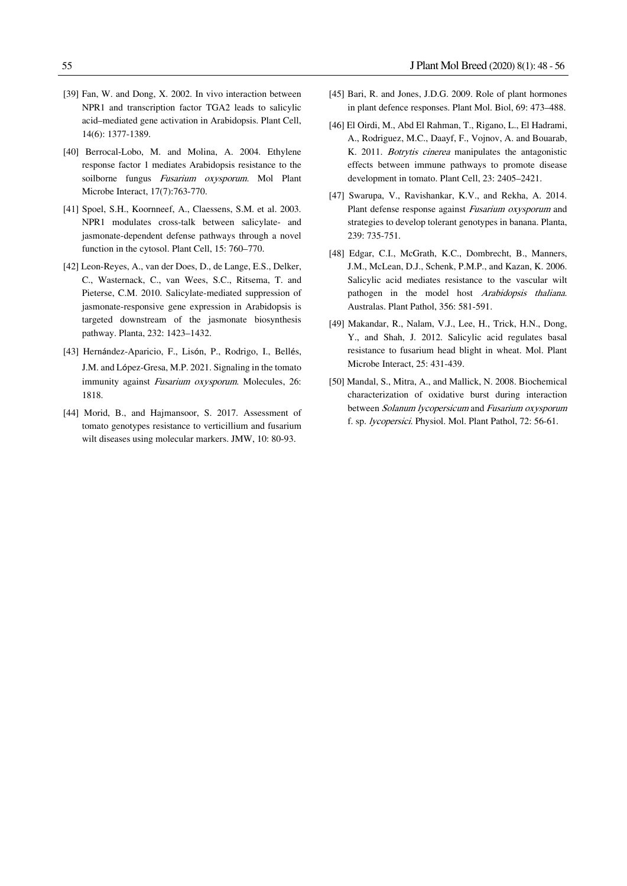[39] Fan, W. and Dong, X. 2002. In vivo interaction between NPR1 and transcription factor TGA2 leads to salicylic acid–mediated gene activation in Arabidopsis. Plant Cell, 14(6): 1377-1389.

[40] Berrocal-Lobo, M. and Molina, A. 2004. Ethylene response factor 1 mediates Arabidopsis resistance to the soilborne fungus *Fusarium oxysporum*. Mol Plant Microbe Interact, 17(7):763-770.

[41] Spoel, S.H., Koornneef, A., Claessens, S.M. et al. 2003. NPR1 modulates cross-talk between salicylate- and jasmonate-dependent defense pathways through a novel function in the cytosol. Plant Cell, 15: 760–770.

[42] Leon-Reyes, A., van der Does, D., de Lange, E.S., Delker, C., Wasternack, C., van Wees, S.C., Ritsema, T. and Pieterse, C.M. 2010. Salicylate-mediated suppression of jasmonate-responsive gene expression in Arabidopsis is targeted downstream of the jasmonate biosynthesis pathway. Planta, 232: 1423–1432.

[43] Hernández-Aparicio, F., Lisón, P., Rodrigo, I., Bellés, J.M. and López-Gresa, M.P. 2021. Signaling in the tomato immunity against *Fusarium oxysporum*. Molecules, 26: 1818.

[44] Morid, B., and Hajmansoor, S. 2017. Assessment of tomato genotypes resistance to verticillium and fusarium wilt diseases using molecular markers. JMW, 10: 80-93.

[45] Bari, R. and Jones, J.D.G. 2009. Role of plant hormones in plant defence responses. Plant Mol. Biol, 69: 473–488.

[46] El Oirdi, M., Abd El Rahman, T., Rigano, L., El Hadrami, A., Rodriguez, M.C., Daayf, F., Vojnov, A. and Bouarab, K. 2011. *Botrytis cinerea* manipulates the antagonistic effects between immune pathways to promote disease development in tomato. Plant Cell, 23: 2405–2421.

[47] Swarupa, V., Ravishankar, K.V., and Rekha, A. 2014. Plant defense response against *Fusarium oxysporum* and strategies to develop tolerant genotypes in banana. Planta, 239: 735-751.

[48] Edgar, C.I., McGrath, K.C., Dombrecht, B., Manners, J.M., McLean, D.J., Schenk, P.M.P., and Kazan, K. 2006. Salicylic acid mediates resistance to the vascular wilt pathogen in the model host *Arabidopsis thaliana*. Australas. Plant Pathol, 356: 581-591.

[49] Makandar, R., Nalam, V.J., Lee, H., Trick, H.N., Dong, Y., and Shah, J. 2012. Salicylic acid regulates basal resistance to fusarium head blight in wheat. Mol. Plant Microbe Interact, 25: 431-439.

[50] Mandal, S., Mitra, A., and Mallick, N. 2008. Biochemical characterization of oxidative burst during interaction between *Solanum lycopersicum* and *Fusarium oxysporum* f. sp. *lycopersici*. Physiol. Mol. Plant Pathol, 72: 56-61.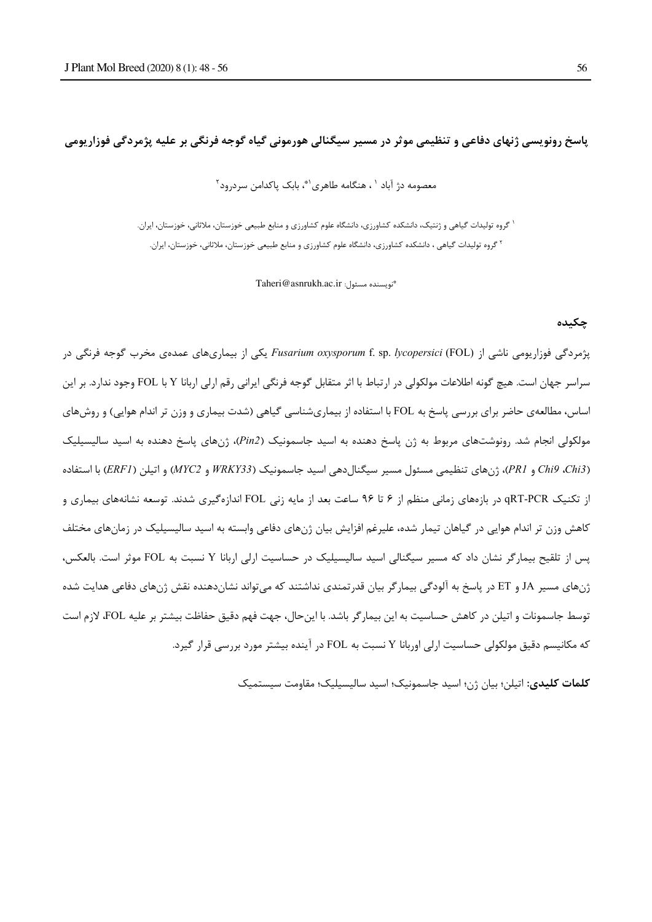# پاسخ رونویسی ژنهای دفاعی و تنظیمی موثر در مسیر سیگنالی هورمونی گیاه گوجه فرنگی بر علیه پژمردگی فوزاریومی

معصومه دژ آباد [۱] ، هنگامه طاهری[۱*]، بابک پاکدامن سردرود[۲]

[۱] گروه تولیدات گیاهی و ژنتیک، دانشکده کشاورزی، دانشگاه علوم کشاورزی و منابع طبیعی خوزستان، ملاثانی، خوزستان، ایران.

[۲] گروه تولیدات گیاهی ، دانشکده کشاورزی، دانشگاه علوم کشاورزی و منابع طبیعی خوزستان، ملاثانی، خوزستان، ایران.

*نویسنده مسئول: Taheri@asnrukh.ac.ir

## چکیده

پژمردگی فوزاریومی ناشی از *Fusarium oxysporum* f. sp. *lycopersici* (FOL) یکی از بیماری‌های عمده‌ی مخرب گوجه فرنگی در سراسر جهان است. هیچ گونه اطلاعات مولکولی در ارتباط با اثر متقابل گوجه فرنگی ایرانی رقم ارلی اربانا Y با FOL وجود ندارد. بر این اساس، مطالعه‌ی حاضر برای بررسی پاسخ به FOL با استفاده از بیماری‌شناسی گیاهی (شدت بیماری و وزن تر اندام هوایی) و روش‌های مولکولی انجام شد. رونوشت‌های مربوط به ژن پاسخ دهنده به اسید جاسمونیک (*Pin2*)، ژن‌های پاسخ دهنده به اسید سالیسیلیک (*Chi3*، *Chi9* و *PR1*)، ژن‌های تنظیمی مسئول مسیر سیگنال‌دهی اسید جاسمونیک (*WRKY33* و *MYC2*) و اتیلن (*ERF1*) با استفاده از تکنیک qRT-PCR در بازه‌های زمانی منظم از ۶ تا ۹۶ ساعت بعد از مایه زنی FOL اندازه‌گیری شدند. توسعه نشانه‌های بیماری و کاهش وزن تر اندام هوایی در گیاهان تیمار شده، علیرغم افزایش بیان ژن‌های دفاعی وابسته به اسید سالیسیلیک در زمان‌های مختلف پس از تلقیح بیمارگر نشان داد که مسیر سیگنالی اسید سالیسیلیک در حساسیت ارلی اربانا Y نسبت به FOL موثر است. بالعکس، ژن‌های مسیر JA و ET در پاسخ به آلودگی بیمارگر بیان قدرتمندی نداشتند که می‌تواند نشان‌دهنده نقش ژن‌های دفاعی هدایت شده توسط جاسمونات و اتیلن در کاهش حساسیت به این بیمارگر باشد. با این‌حال، جهت فهم دقیق حفاظت بیشتر بر علیه FOL، لازم است که مکانیسم دقیق مولکولی حساسیت ارلی اوربانا Y نسبت به FOL در آینده بیشتر مورد بررسی قرار گیرد.

**کلمات کلیدی:** اتیلن؛ بیان ژن؛ اسید جاسمونیک؛ اسید سالیسیلیک؛ مقاومت سیستمیک